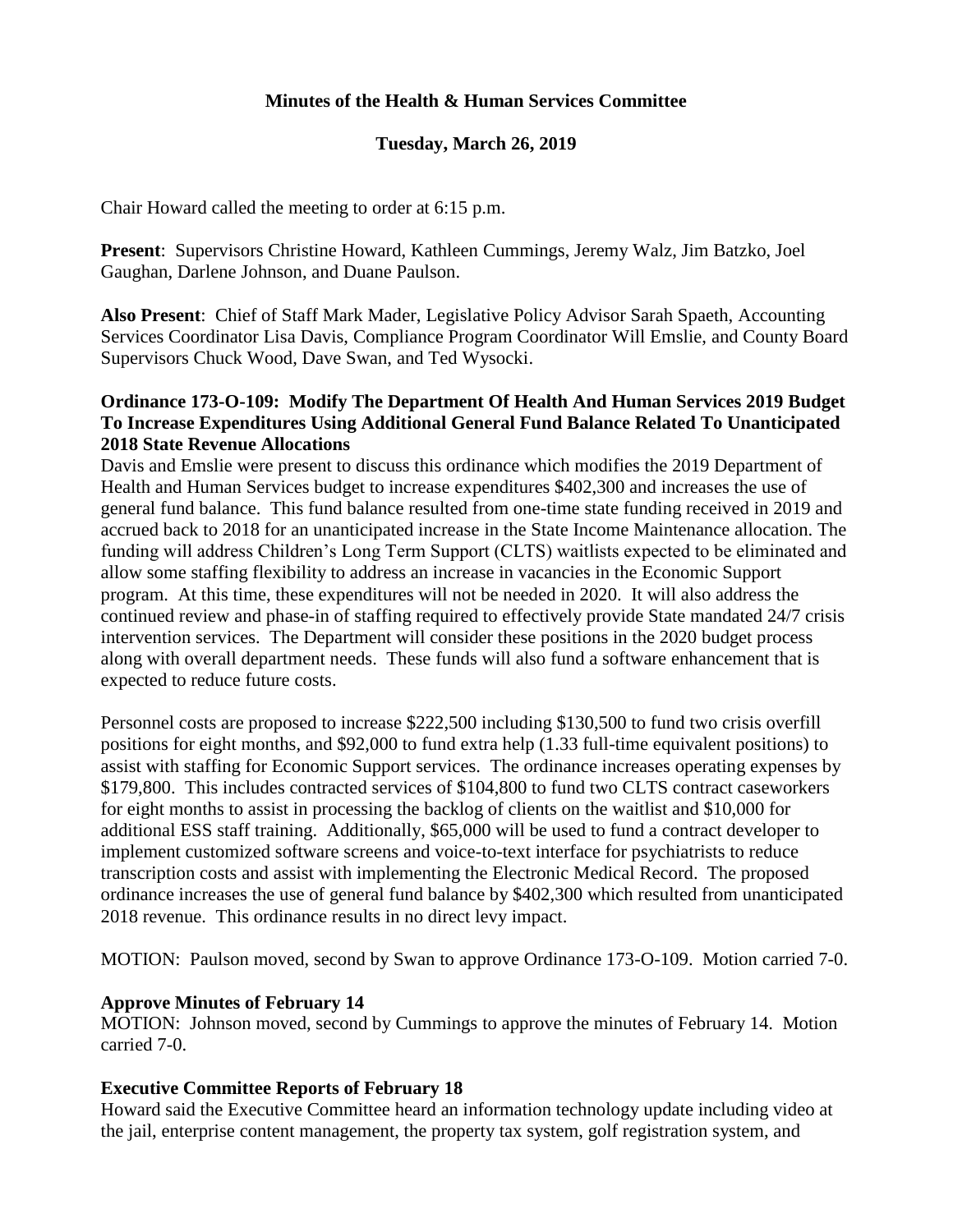**Minutes of the Health & Human Services Committee**

**Tuesday, March 26, 2019**

Chair Howard called the meeting to order at 6:15 p.m.

**Present**: Supervisors Christine Howard, Kathleen Cummings, Jeremy Walz, Jim Batzko, Joel Gaughan, Darlene Johnson, and Duane Paulson.

**Also Present**: Chief of Staff Mark Mader, Legislative Policy Advisor Sarah Spaeth, Accounting Services Coordinator Lisa Davis, Compliance Program Coordinator Will Emslie, and County Board Supervisors Chuck Wood, Dave Swan, and Ted Wysocki.

**Ordinance 173-O-109: Modify The Department Of Health And Human Services 2019 Budget To Increase Expenditures Using Additional General Fund Balance Related To Unanticipated 2018 State Revenue Allocations**

Davis and Emslie were present to discuss this ordinance which modifies the 2019 Department of Health and Human Services budget to increase expenditures $402,300 and increases the use of general fund balance. This fund balance resulted from one-time state funding received in 2019 and accrued back to 2018 for an unanticipated increase in the State Income Maintenance allocation. The funding will address Children's Long Term Support (CLTS) waitlists expected to be eliminated and allow some staffing flexibility to address an increase in vacancies in the Economic Support program. At this time, these expenditures will not be needed in 2020. It will also address the continued review and phase-in of staffing required to effectively provide State mandated 24/7 crisis intervention services. The Department will consider these positions in the 2020 budget process along with overall department needs. These funds will also fund a software enhancement that is expected to reduce future costs.

Personnel costs are proposed to increase $222,500 including $130,500 to fund two crisis overfill positions for eight months, and $92,000 to fund extra help (1.33 full-time equivalent positions) to assist with staffing for Economic Support services. The ordinance increases operating expenses by $179,800. This includes contracted services of $104,800 to fund two CLTS contract caseworkers for eight months to assist in processing the backlog of clients on the waitlist and $10,000 for additional ESS staff training. Additionally, $65,000 will be used to fund a contract developer to implement customized software screens and voice-to-text interface for psychiatrists to reduce transcription costs and assist with implementing the Electronic Medical Record. The proposed ordinance increases the use of general fund balance by $402,300 which resulted from unanticipated 2018 revenue. This ordinance results in no direct levy impact.

MOTION: Paulson moved, second by Swan to approve Ordinance 173-O-109. Motion carried 7-0.

**Approve Minutes of February 14**

MOTION: Johnson moved, second by Cummings to approve the minutes of February 14. Motion carried 7-0.

**Executive Committee Reports of February 18**

Howard said the Executive Committee heard an information technology update including video at the jail, enterprise content management, the property tax system, golf registration system, and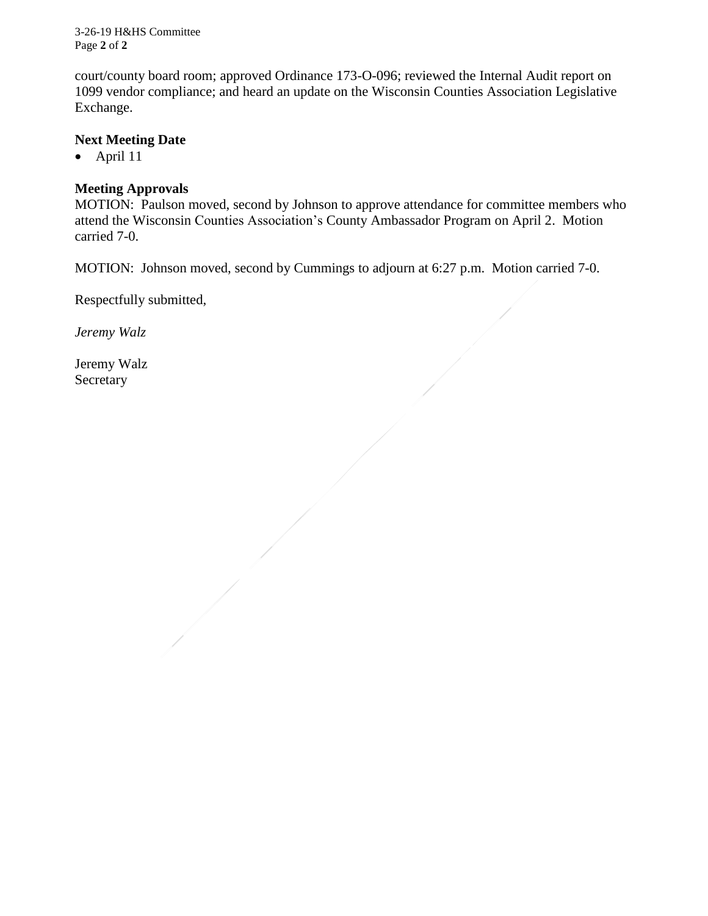court/county board room; approved Ordinance 173-O-096; reviewed the Internal Audit report on 1099 vendor compliance; and heard an update on the Wisconsin Counties Association Legislative Exchange.

**Next Meeting Date**

- April 11

**Meeting Approvals**

MOTION: Paulson moved, second by Johnson to approve attendance for committee members who attend the Wisconsin Counties Association's County Ambassador Program on April 2. Motion carried 7-0.

MOTION: Johnson moved, second by Cummings to adjourn at 6:27 p.m. Motion carried 7-0.

Respectfully submitted,

*Jeremy Walz*

Jeremy Walz
Secretary